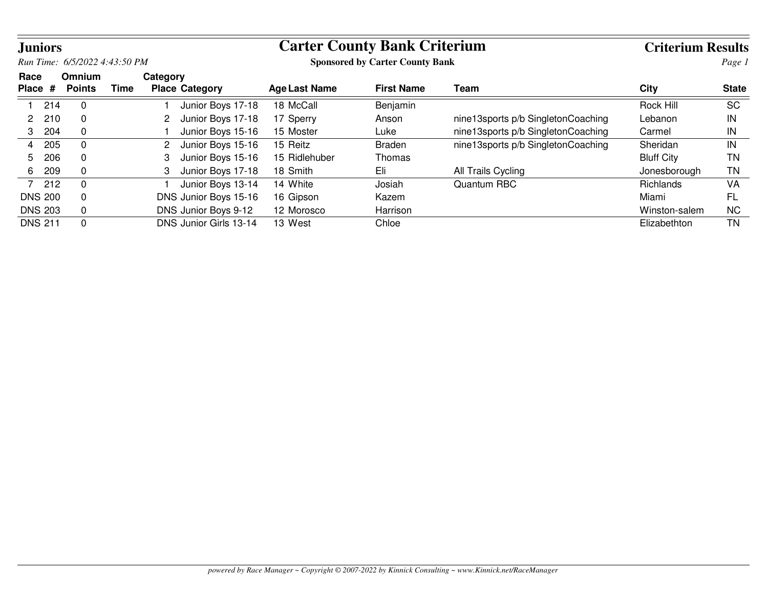# Juniors

*Run Time: 6/5/2022 4:43:50 PM*

# Carter County Bank Criterium

**Sponsored by Carter County Bank**

## Criterium Results

| Race Place | # | Omnium Points | Time | Category Place | Category | Age | Last Name | First Name | Team | City | State |
|---|---|---|---|---|---|---|---|---|---|---|---|
| 1 | 214 | 0 | | 1 | Junior Boys 17-18 | 18 | McCall | Benjamin | | Rock Hill | SC |
| 2 | 210 | 0 | | 2 | Junior Boys 17-18 | 17 | Sperry | Anson | nine13sports p/b SingletonCoaching | Lebanon | IN |
| 3 | 204 | 0 | | 1 | Junior Boys 15-16 | 15 | Moster | Luke | nine13sports p/b SingletonCoaching | Carmel | IN |
| 4 | 205 | 0 | | 2 | Junior Boys 15-16 | 15 | Reitz | Braden | nine13sports p/b SingletonCoaching | Sheridan | IN |
| 5 | 206 | 0 | | 3 | Junior Boys 15-16 | 15 | Ridlehuber | Thomas | | Bluff City | TN |
| 6 | 209 | 0 | | 3 | Junior Boys 17-18 | 18 | Smith | Eli | All Trails Cycling | Jonesborough | TN |
| 7 | 212 | 0 | | 1 | Junior Boys 13-14 | 14 | White | Josiah | Quantum RBC | Richlands | VA |
| DNS | 200 | 0 | | DNS | Junior Boys 15-16 | 16 | Gipson | Kazem | | Miami | FL |
| DNS | 203 | 0 | | DNS | Junior Boys 9-12 | 12 | Morosco | Harrison | | Winston-salem | NC |
| DNS | 211 | 0 | | DNS | Junior Girls 13-14 | 13 | West | Chloe | | Elizabethton | TN |

*powered by Race Manager ~ Copyright © 2007-2022 by Kinnick Consulting ~ www.Kinnick.net/RaceManager*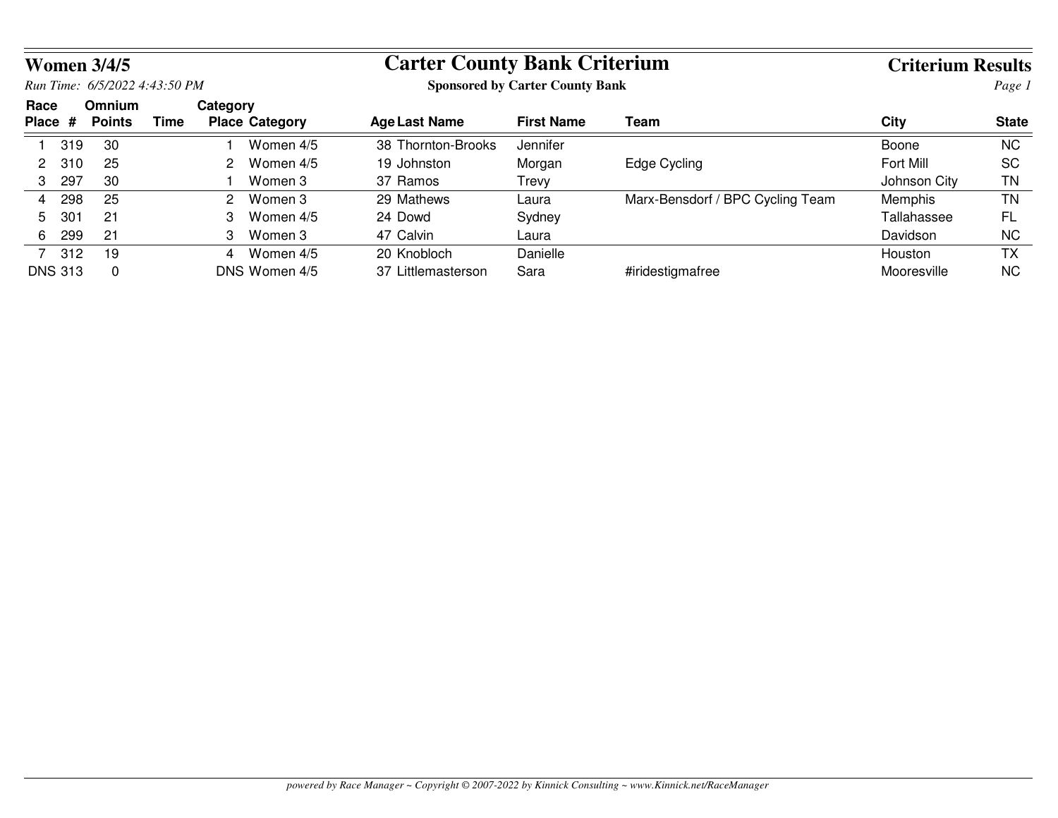# Carter County Bank Criterium

**Sponsored by Carter County Bank**

## Women 3/4/5

**Criterium Results**

*Run Time: 6/5/2022 4:43:50 PM*

| Race Place | # | Omnium Points | Time | Category Place | Category | Age | Last Name | First Name | Team | City | State |
|---|---|---|---|---|---|---|---|---|---|---|---|
| 1 | 319 | 30 | | 1 | Women 4/5 | 38 | Thornton-Brooks | Jennifer | | Boone | NC |
| 2 | 310 | 25 | | 2 | Women 4/5 | 19 | Johnston | Morgan | Edge Cycling | Fort Mill | SC |
| 3 | 297 | 30 | | 1 | Women 3 | 37 | Ramos | Trevy | | Johnson City | TN |
| 4 | 298 | 25 | | 2 | Women 3 | 29 | Mathews | Laura | Marx-Bensdorf / BPC Cycling Team | Memphis | TN |
| 5 | 301 | 21 | | 3 | Women 4/5 | 24 | Dowd | Sydney | | Tallahassee | FL |
| 6 | 299 | 21 | | 3 | Women 3 | 47 | Calvin | Laura | | Davidson | NC |
| 7 | 312 | 19 | | 4 | Women 4/5 | 20 | Knobloch | Danielle | | Houston | TX |
| DNS | 313 | 0 | | DNS | Women 4/5 | 37 | Littlemasterson | Sara | #iridestigmafree | Mooresville | NC |

*powered by Race Manager ~ Copyright © 2007-2022 by Kinnick Consulting ~ www.Kinnick.net/RaceManager*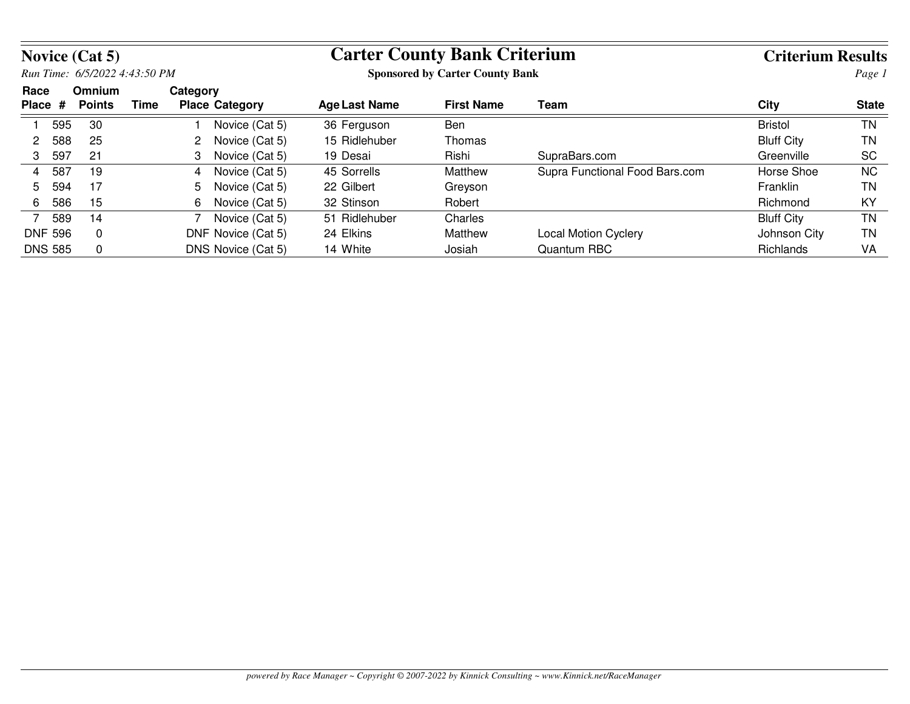# Novice (Cat 5)

*Run Time: 6/5/2022 4:43:50 PM*

## Carter County Bank Criterium

**Sponsored by Carter County Bank**

## Criterium Results

| Race Place | # | Omnium Points | Time | Category Place | Category | Age | Last Name | First Name | Team | City | State |
|---|---|---|---|---|---|---|---|---|---|---|---|
| 1 | 595 | 30 | | 1 | Novice (Cat 5) | 36 | Ferguson | Ben | | Bristol | TN |
| 2 | 588 | 25 | | 2 | Novice (Cat 5) | 15 | Ridlehuber | Thomas | | Bluff City | TN |
| 3 | 597 | 21 | | 3 | Novice (Cat 5) | 19 | Desai | Rishi | SupraBars.com | Greenville | SC |
| 4 | 587 | 19 | | 4 | Novice (Cat 5) | 45 | Sorrells | Matthew | Supra Functional Food Bars.com | Horse Shoe | NC |
| 5 | 594 | 17 | | 5 | Novice (Cat 5) | 22 | Gilbert | Greyson | | Franklin | TN |
| 6 | 586 | 15 | | 6 | Novice (Cat 5) | 32 | Stinson | Robert | | Richmond | KY |
| 7 | 589 | 14 | | 7 | Novice (Cat 5) | 51 | Ridlehuber | Charles | | Bluff City | TN |
| DNF | 596 | 0 | | DNF | Novice (Cat 5) | 24 | Elkins | Matthew | Local Motion Cyclery | Johnson City | TN |
| DNS | 585 | 0 | | DNS | Novice (Cat 5) | 14 | White | Josiah | Quantum RBC | Richlands | VA |

*powered by Race Manager ~ Copyright © 2007-2022 by Kinnick Consulting ~ www.Kinnick.net/RaceManager*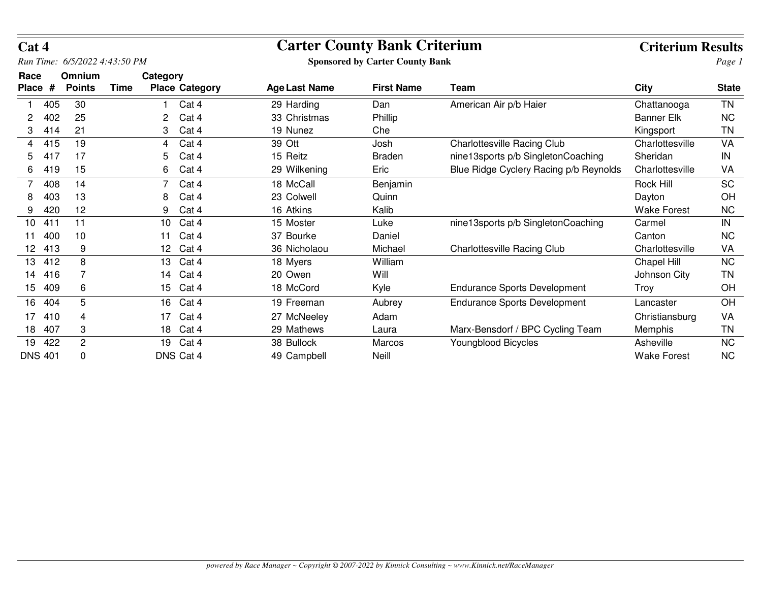# Cat 4

## Carter County Bank Criterium

**Criterium Results**

*Run Time: 6/5/2022 4:43:50 PM*

**Sponsored by Carter County Bank**

| Race Place | # | Omnium Points | Time | Category Place | Category | Age | Last Name | First Name | Team | City | State |
|---|---|---|---|---|---|---|---|---|---|---|---|
| 1 | 405 | 30 | | 1 | Cat 4 | 29 | Harding | Dan | American Air p/b Haier | Chattanooga | TN |
| 2 | 402 | 25 | | 2 | Cat 4 | 33 | Christmas | Phillip | | Banner Elk | NC |
| 3 | 414 | 21 | | 3 | Cat 4 | 19 | Nunez | Che | | Kingsport | TN |
| 4 | 415 | 19 | | 4 | Cat 4 | 39 | Ott | Josh | Charlottesville Racing Club | Charlottesville | VA |
| 5 | 417 | 17 | | 5 | Cat 4 | 15 | Reitz | Braden | nine13sports p/b SingletonCoaching | Sheridan | IN |
| 6 | 419 | 15 | | 6 | Cat 4 | 29 | Wilkening | Eric | Blue Ridge Cyclery Racing p/b Reynolds | Charlottesville | VA |
| 7 | 408 | 14 | | 7 | Cat 4 | 18 | McCall | Benjamin | | Rock Hill | SC |
| 8 | 403 | 13 | | 8 | Cat 4 | 23 | Colwell | Quinn | | Dayton | OH |
| 9 | 420 | 12 | | 9 | Cat 4 | 16 | Atkins | Kalib | | Wake Forest | NC |
| 10 | 411 | 11 | | 10 | Cat 4 | 15 | Moster | Luke | nine13sports p/b SingletonCoaching | Carmel | IN |
| 11 | 400 | 10 | | 11 | Cat 4 | 37 | Bourke | Daniel | | Canton | NC |
| 12 | 413 | 9 | | 12 | Cat 4 | 36 | Nicholaou | Michael | Charlottesville Racing Club | Charlottesville | VA |
| 13 | 412 | 8 | | 13 | Cat 4 | 18 | Myers | William | | Chapel Hill | NC |
| 14 | 416 | 7 | | 14 | Cat 4 | 20 | Owen | Will | | Johnson City | TN |
| 15 | 409 | 6 | | 15 | Cat 4 | 18 | McCord | Kyle | Endurance Sports Development | Troy | OH |
| 16 | 404 | 5 | | 16 | Cat 4 | 19 | Freeman | Aubrey | Endurance Sports Development | Lancaster | OH |
| 17 | 410 | 4 | | 17 | Cat 4 | 27 | McNeeley | Adam | | Christiansburg | VA |
| 18 | 407 | 3 | | 18 | Cat 4 | 29 | Mathews | Laura | Marx-Bensdorf / BPC Cycling Team | Memphis | TN |
| 19 | 422 | 2 | | 19 | Cat 4 | 38 | Bullock | Marcos | Youngblood Bicycles | Asheville | NC |
| DNS | 401 | 0 | | DNS | Cat 4 | 49 | Campbell | Neill | | Wake Forest | NC |

*powered by Race Manager ~ Copyright © 2007-2022 by Kinnick Consulting ~ www.Kinnick.net/RaceManager*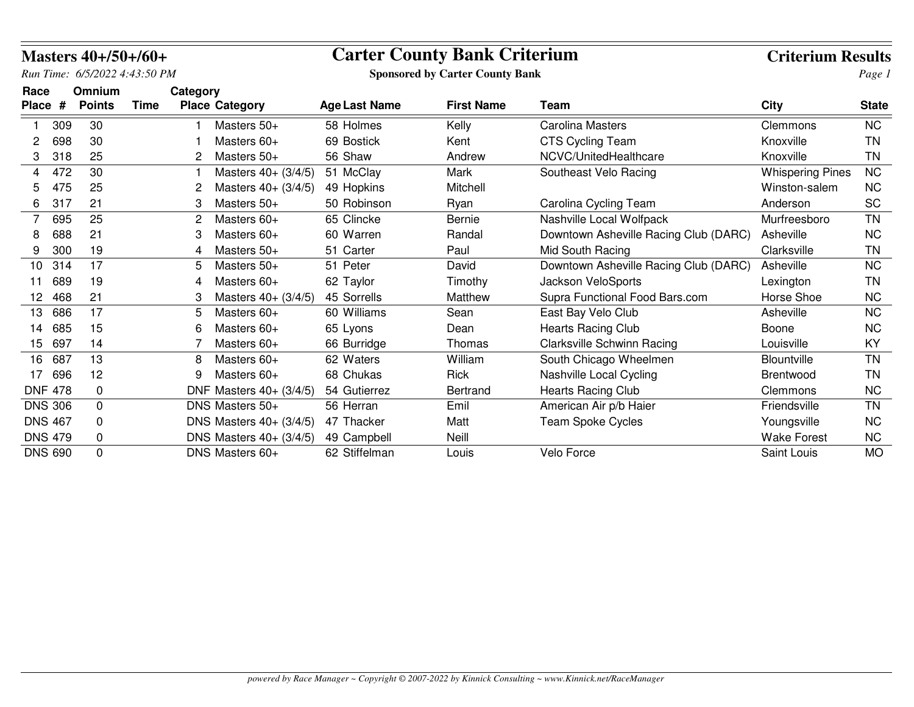**Masters 40+/50+/60+**

*Run Time: 6/5/2022 4:43:50 PM*

# Carter County Bank Criterium

**Sponsored by Carter County Bank**

**Criterium Results**

| Race Place | # | Omnium Points | Time | Category Place | Category | Age | Last Name | First Name | Team | City | State |
|---|---|---|---|---|---|---|---|---|---|---|---|
| 1 | 309 | 30 | | 1 | Masters 50+ | 58 | Holmes | Kelly | Carolina Masters | Clemmons | NC |
| 2 | 698 | 30 | | 1 | Masters 60+ | 69 | Bostick | Kent | CTS Cycling Team | Knoxville | TN |
| 3 | 318 | 25 | | 2 | Masters 50+ | 56 | Shaw | Andrew | NCVC/UnitedHealthcare | Knoxville | TN |
| 4 | 472 | 30 | | 1 | Masters 40+ (3/4/5) | 51 | McClay | Mark | Southeast Velo Racing | Whispering Pines | NC |
| 5 | 475 | 25 | | 2 | Masters 40+ (3/4/5) | 49 | Hopkins | Mitchell | | Winston-salem | NC |
| 6 | 317 | 21 | | 3 | Masters 50+ | 50 | Robinson | Ryan | Carolina Cycling Team | Anderson | SC |
| 7 | 695 | 25 | | 2 | Masters 60+ | 65 | Clincke | Bernie | Nashville Local Wolfpack | Murfreesboro | TN |
| 8 | 688 | 21 | | 3 | Masters 60+ | 60 | Warren | Randal | Downtown Asheville Racing Club (DARC) | Asheville | NC |
| 9 | 300 | 19 | | 4 | Masters 50+ | 51 | Carter | Paul | Mid South Racing | Clarksville | TN |
| 10 | 314 | 17 | | 5 | Masters 50+ | 51 | Peter | David | Downtown Asheville Racing Club (DARC) | Asheville | NC |
| 11 | 689 | 19 | | 4 | Masters 60+ | 62 | Taylor | Timothy | Jackson VeloSports | Lexington | TN |
| 12 | 468 | 21 | | 3 | Masters 40+ (3/4/5) | 45 | Sorrells | Matthew | Supra Functional Food Bars.com | Horse Shoe | NC |
| 13 | 686 | 17 | | 5 | Masters 60+ | 60 | Williams | Sean | East Bay Velo Club | Asheville | NC |
| 14 | 685 | 15 | | 6 | Masters 60+ | 65 | Lyons | Dean | Hearts Racing Club | Boone | NC |
| 15 | 697 | 14 | | 7 | Masters 60+ | 66 | Burridge | Thomas | Clarksville Schwinn Racing | Louisville | KY |
| 16 | 687 | 13 | | 8 | Masters 60+ | 62 | Waters | William | South Chicago Wheelmen | Blountville | TN |
| 17 | 696 | 12 | | 9 | Masters 60+ | 68 | Chukas | Rick | Nashville Local Cycling | Brentwood | TN |
| DNF | 478 | 0 | | DNF | Masters 40+ (3/4/5) | 54 | Gutierrez | Bertrand | Hearts Racing Club | Clemmons | NC |
| DNS | 306 | 0 | | DNS | Masters 50+ | 56 | Herran | Emil | American Air p/b Haier | Friendsville | TN |
| DNS | 467 | 0 | | DNS | Masters 40+ (3/4/5) | 47 | Thacker | Matt | Team Spoke Cycles | Youngsville | NC |
| DNS | 479 | 0 | | DNS | Masters 40+ (3/4/5) | 49 | Campbell | Neill | | Wake Forest | NC |
| DNS | 690 | 0 | | DNS | Masters 60+ | 62 | Stiffelman | Louis | Velo Force | Saint Louis | MO |

*powered by Race Manager ~ Copyright © 2007-2022 by Kinnick Consulting ~ www.Kinnick.net/RaceManager*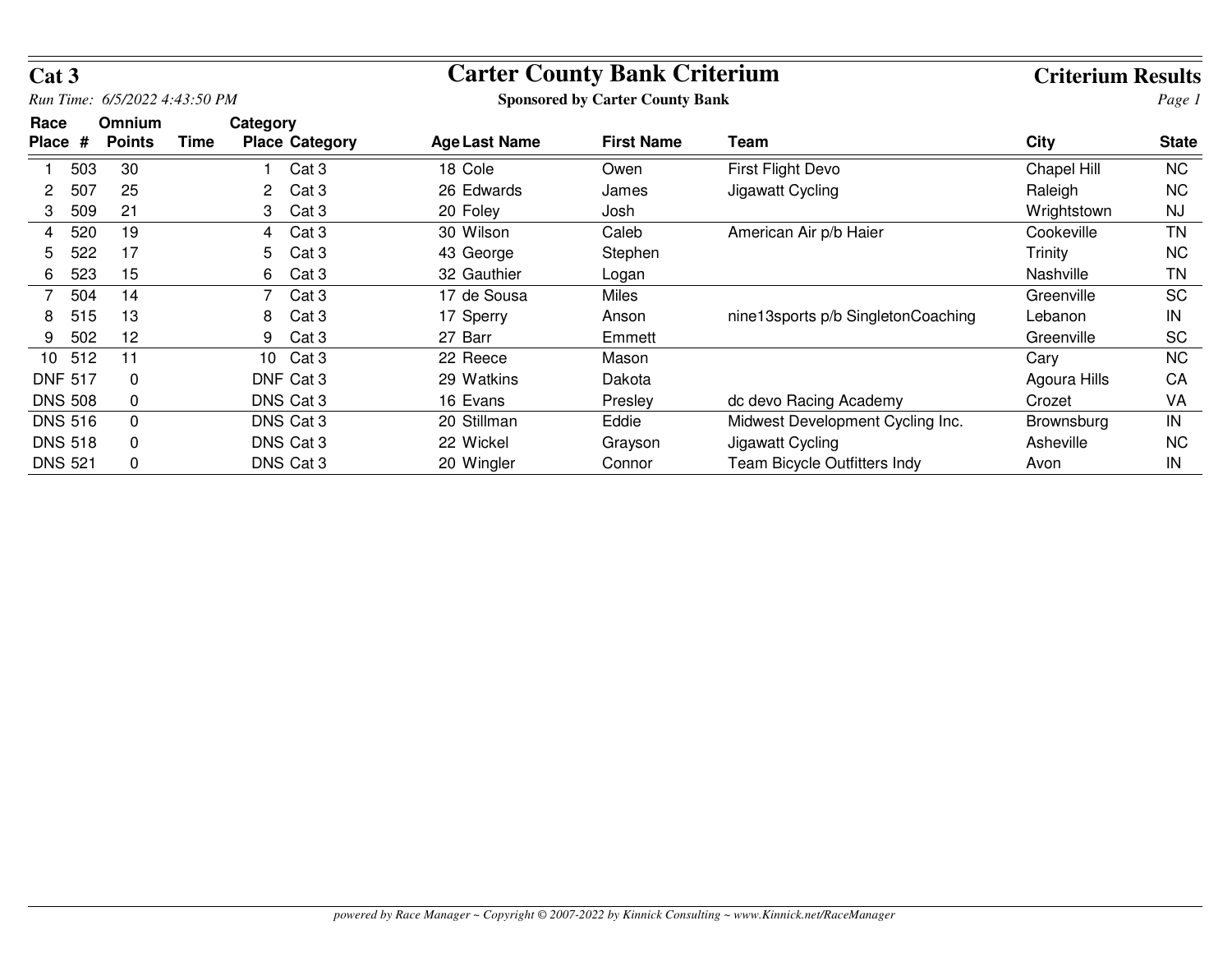# Cat 3

## Carter County Bank Criterium

**Sponsored by Carter County Bank**

**Criterium Results**

*Run Time: 6/5/2022 4:43:50 PM*

| Race Place | # | Omnium Points | Time | Category Place | Category | Age | Last Name | First Name | Team | City | State |
|---|---|---|---|---|---|---|---|---|---|---|---|
| 1 | 503 | 30 | | 1 | Cat 3 | 18 | Cole | Owen | First Flight Devo | Chapel Hill | NC |
| 2 | 507 | 25 | | 2 | Cat 3 | 26 | Edwards | James | Jigawatt Cycling | Raleigh | NC |
| 3 | 509 | 21 | | 3 | Cat 3 | 20 | Foley | Josh | | Wrightstown | NJ |
| 4 | 520 | 19 | | 4 | Cat 3 | 30 | Wilson | Caleb | American Air p/b Haier | Cookeville | TN |
| 5 | 522 | 17 | | 5 | Cat 3 | 43 | George | Stephen | | Trinity | NC |
| 6 | 523 | 15 | | 6 | Cat 3 | 32 | Gauthier | Logan | | Nashville | TN |
| 7 | 504 | 14 | | 7 | Cat 3 | 17 | de Sousa | Miles | | Greenville | SC |
| 8 | 515 | 13 | | 8 | Cat 3 | 17 | Sperry | Anson | nine13sports p/b SingletonCoaching | Lebanon | IN |
| 9 | 502 | 12 | | 9 | Cat 3 | 27 | Barr | Emmett | | Greenville | SC |
| 10 | 512 | 11 | | 10 | Cat 3 | 22 | Reece | Mason | | Cary | NC |
| DNF | 517 | 0 | | DNF | Cat 3 | 29 | Watkins | Dakota | | Agoura Hills | CA |
| DNS | 508 | 0 | | DNS | Cat 3 | 16 | Evans | Presley | dc devo Racing Academy | Crozet | VA |
| DNS | 516 | 0 | | DNS | Cat 3 | 20 | Stillman | Eddie | Midwest Development Cycling Inc. | Brownsburg | IN |
| DNS | 518 | 0 | | DNS | Cat 3 | 22 | Wickel | Grayson | Jigawatt Cycling | Asheville | NC |
| DNS | 521 | 0 | | DNS | Cat 3 | 20 | Wingler | Connor | Team Bicycle Outfitters Indy | Avon | IN |

*powered by Race Manager ~ Copyright © 2007-2022 by Kinnick Consulting ~ www.Kinnick.net/RaceManager*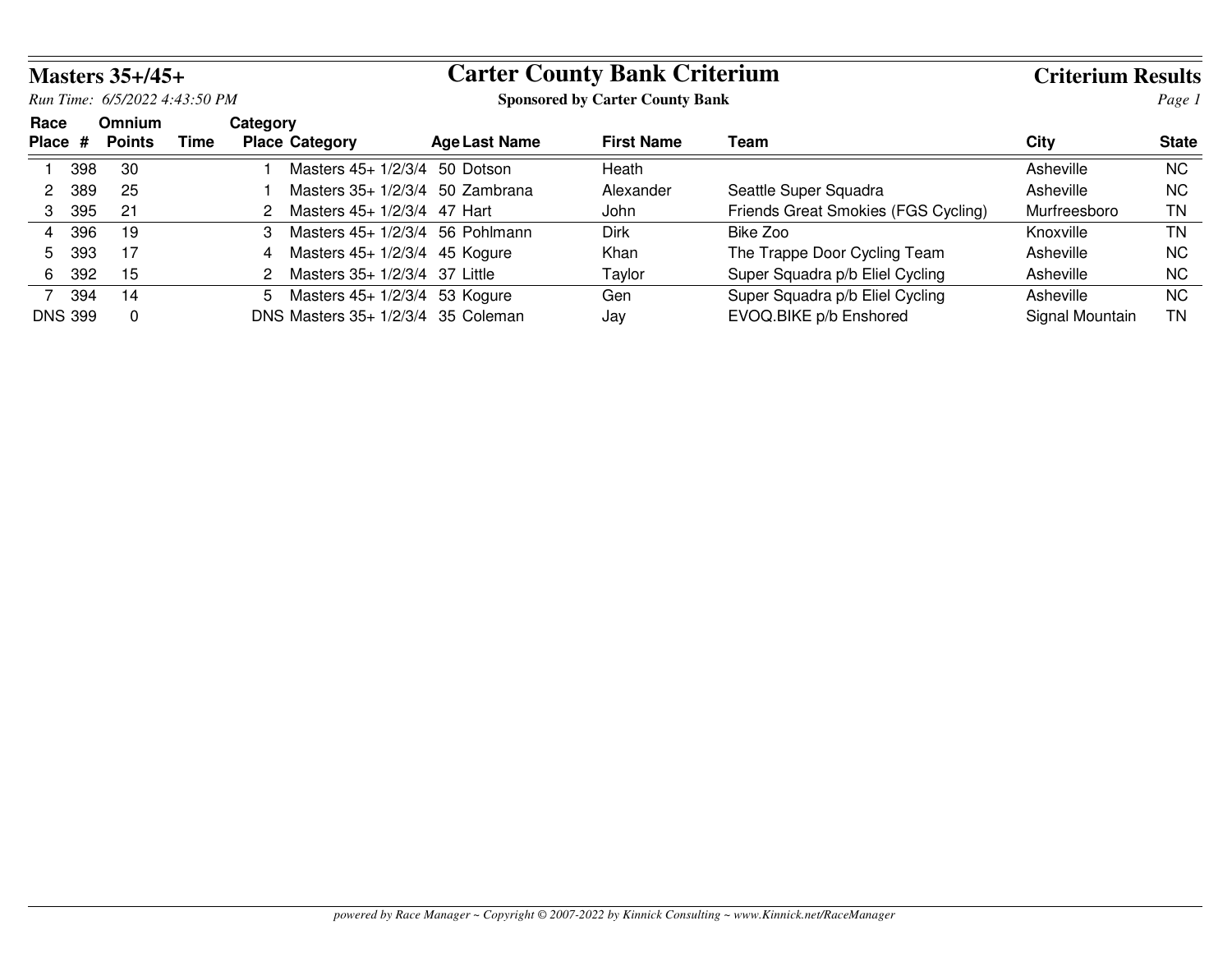# Carter County Bank Criterium

**Sponsored by Carter County Bank**

## Masters 35+/45+

*Run Time: 6/5/2022 4:43:50 PM*

**Criterium Results**

| Race Place | # | Omnium Points | Time | Category Place | Category | Age | Last Name | First Name | Team | City | State |
|---|---|---|---|---|---|---|---|---|---|---|---|
| 1 | 398 | 30 | | 1 | Masters 45+ 1/2/3/4 | 50 | Dotson | Heath | | Asheville | NC |
| 2 | 389 | 25 | | 1 | Masters 35+ 1/2/3/4 | 50 | Zambrana | Alexander | Seattle Super Squadra | Asheville | NC |
| 3 | 395 | 21 | | 2 | Masters 45+ 1/2/3/4 | 47 | Hart | John | Friends Great Smokies (FGS Cycling) | Murfreesboro | TN |
| 4 | 396 | 19 | | 3 | Masters 45+ 1/2/3/4 | 56 | Pohlmann | Dirk | Bike Zoo | Knoxville | TN |
| 5 | 393 | 17 | | 4 | Masters 45+ 1/2/3/4 | 45 | Kogure | Khan | The Trappe Door Cycling Team | Asheville | NC |
| 6 | 392 | 15 | | 2 | Masters 35+ 1/2/3/4 | 37 | Little | Taylor | Super Squadra p/b Eliel Cycling | Asheville | NC |
| 7 | 394 | 14 | | 5 | Masters 45+ 1/2/3/4 | 53 | Kogure | Gen | Super Squadra p/b Eliel Cycling | Asheville | NC |
| DNS | 399 | 0 | | DNS | Masters 35+ 1/2/3/4 | 35 | Coleman | Jay | EVOQ.BIKE p/b Enshored | Signal Mountain | TN |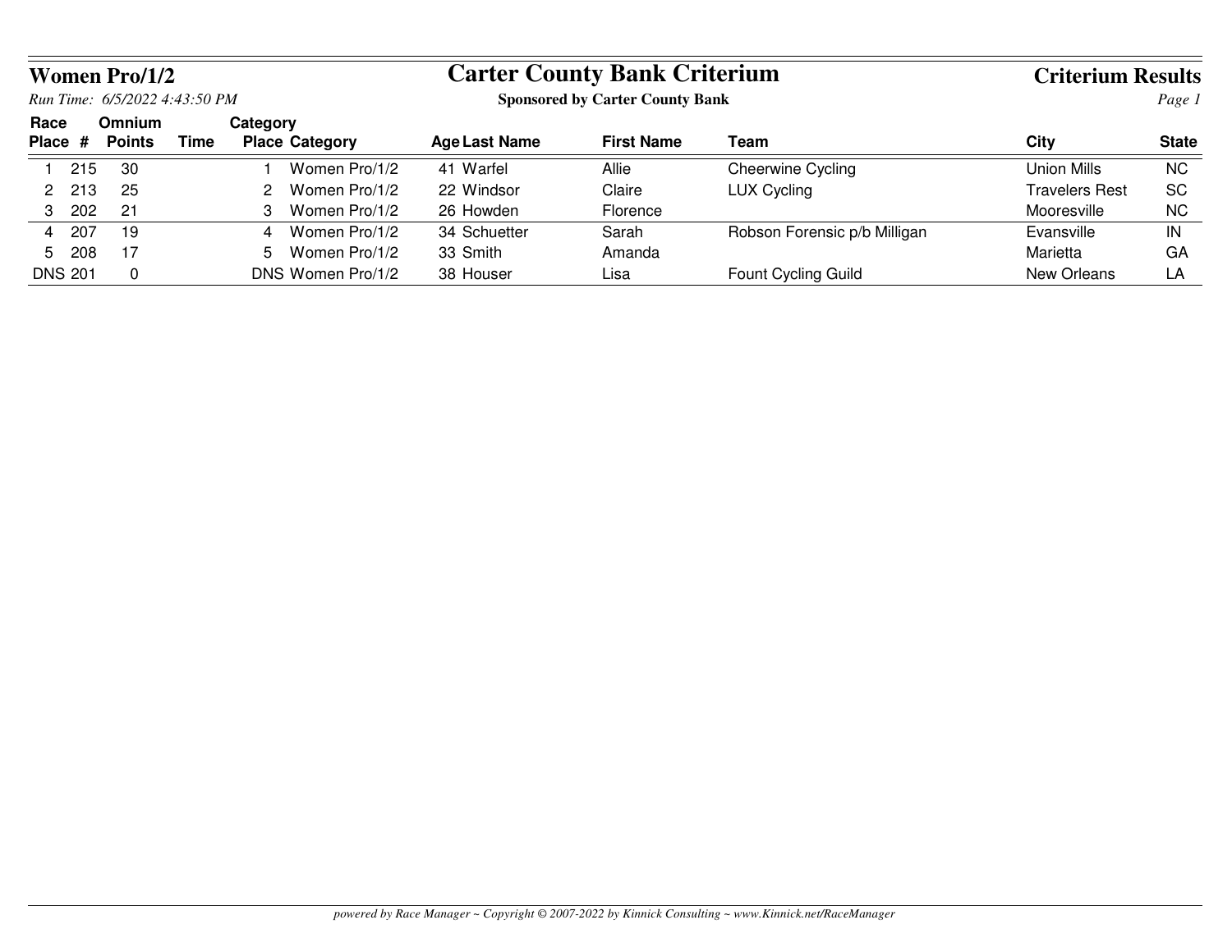**Women Pro/1/2**

*Run Time: 6/5/2022 4:43:50 PM*

# Carter County Bank Criterium

**Sponsored by Carter County Bank**

## Criterium Results

| Race Place | # | Omnium Points | Time | Category Place | Category | Age | Last Name | First Name | Team | City | State |
|---|---|---|---|---|---|---|---|---|---|---|---|
| 1 | 215 | 30 | | 1 | Women Pro/1/2 | 41 | Warfel | Allie | Cheerwine Cycling | Union Mills | NC |
| 2 | 213 | 25 | | 2 | Women Pro/1/2 | 22 | Windsor | Claire | LUX Cycling | Travelers Rest | SC |
| 3 | 202 | 21 | | 3 | Women Pro/1/2 | 26 | Howden | Florence | | Mooresville | NC |
| 4 | 207 | 19 | | 4 | Women Pro/1/2 | 34 | Schuetter | Sarah | Robson Forensic p/b Milligan | Evansville | IN |
| 5 | 208 | 17 | | 5 | Women Pro/1/2 | 33 | Smith | Amanda | | Marietta | GA |
| DNS | 201 | 0 | | DNS | Women Pro/1/2 | 38 | Houser | Lisa | Fount Cycling Guild | New Orleans | LA |

*powered by Race Manager ~ Copyright © 2007-2022 by Kinnick Consulting ~ www.Kinnick.net/RaceManager*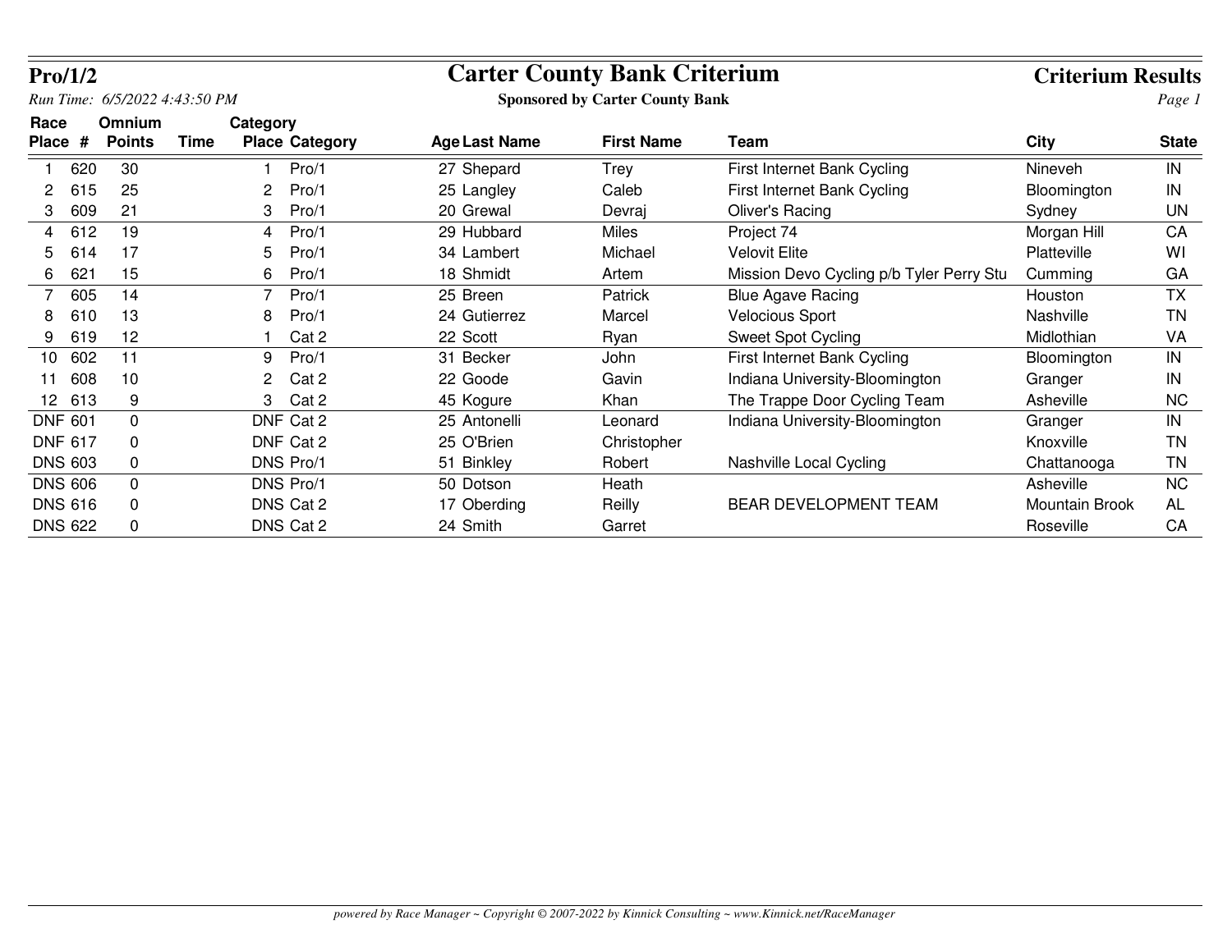**Pro/1/2**

*Run Time: 6/5/2022 4:43:50 PM*

# Carter County Bank Criterium

**Sponsored by Carter County Bank**

## Criterium Results

| Race Place | # | Omnium Points | Time | Category Place | Category | Age | Last Name | First Name | Team | City | State |
|---|---|---|---|---|---|---|---|---|---|---|---|
| 1 | 620 | 30 | | 1 | Pro/1 | 27 | Shepard | Trey | First Internet Bank Cycling | Nineveh | IN |
| 2 | 615 | 25 | | 2 | Pro/1 | 25 | Langley | Caleb | First Internet Bank Cycling | Bloomington | IN |
| 3 | 609 | 21 | | 3 | Pro/1 | 20 | Grewal | Devraj | Oliver's Racing | Sydney | UN |
| 4 | 612 | 19 | | 4 | Pro/1 | 29 | Hubbard | Miles | Project 74 | Morgan Hill | CA |
| 5 | 614 | 17 | | 5 | Pro/1 | 34 | Lambert | Michael | Velovit Elite | Platteville | WI |
| 6 | 621 | 15 | | 6 | Pro/1 | 18 | Shmidt | Artem | Mission Devo Cycling p/b Tyler Perry Stu | Cumming | GA |
| 7 | 605 | 14 | | 7 | Pro/1 | 25 | Breen | Patrick | Blue Agave Racing | Houston | TX |
| 8 | 610 | 13 | | 8 | Pro/1 | 24 | Gutierrez | Marcel | Velocious Sport | Nashville | TN |
| 9 | 619 | 12 | | 1 | Cat 2 | 22 | Scott | Ryan | Sweet Spot Cycling | Midlothian | VA |
| 10 | 602 | 11 | | 9 | Pro/1 | 31 | Becker | John | First Internet Bank Cycling | Bloomington | IN |
| 11 | 608 | 10 | | 2 | Cat 2 | 22 | Goode | Gavin | Indiana University-Bloomington | Granger | IN |
| 12 | 613 | 9 | | 3 | Cat 2 | 45 | Kogure | Khan | The Trappe Door Cycling Team | Asheville | NC |
| DNF | 601 | 0 | | DNF | Cat 2 | 25 | Antonelli | Leonard | Indiana University-Bloomington | Granger | IN |
| DNF | 617 | 0 | | DNF | Cat 2 | 25 | O'Brien | Christopher | | Knoxville | TN |
| DNS | 603 | 0 | | DNS | Pro/1 | 51 | Binkley | Robert | Nashville Local Cycling | Chattanooga | TN |
| DNS | 606 | 0 | | DNS | Pro/1 | 50 | Dotson | Heath | | Asheville | NC |
| DNS | 616 | 0 | | DNS | Cat 2 | 17 | Oberding | Reilly | BEAR DEVELOPMENT TEAM | Mountain Brook | AL |
| DNS | 622 | 0 | | DNS | Cat 2 | 24 | Smith | Garret | | Roseville | CA |

*powered by Race Manager ~ Copyright © 2007-2022 by Kinnick Consulting ~ www.Kinnick.net/RaceManager*